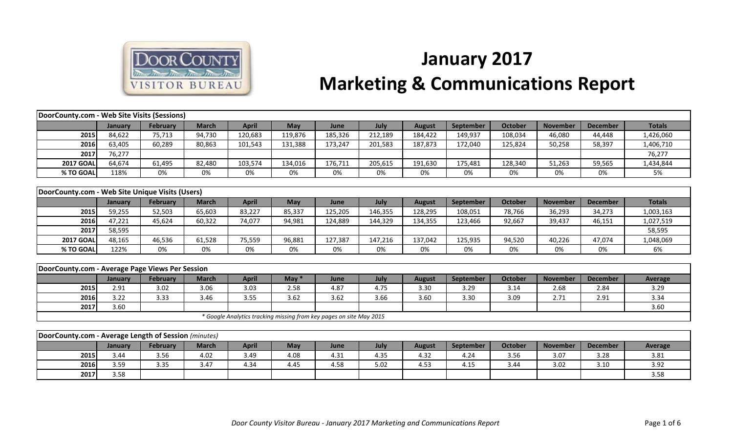# January 2017
# Marketing & Communications Report

| DoorCounty.com - Web Site Visits (Sessions) | | | | | | | | | | | | | |
|---|---|---|---|---|---|---|---|---|---|---|---|---|---|
| | **January** | **February** | **March** | **April** | **May** | **June** | **July** | **August** | **September** | **October** | **November** | **December** | **Totals** |
| **2015** | 84,622 | 75,713 | 94,730 | 120,683 | 119,876 | 185,326 | 212,189 | 184,422 | 149,937 | 108,034 | 46,080 | 44,448 | 1,426,060 |
| **2016** | 63,405 | 60,289 | 80,863 | 101,543 | 131,388 | 173,247 | 201,583 | 187,873 | 172,040 | 125,824 | 50,258 | 58,397 | 1,406,710 |
| **2017** | 76,277 | | | | | | | | | | | | 76,277 |
| **2017 GOAL** | 64,674 | 61,495 | 82,480 | 103,574 | 134,016 | 176,711 | 205,615 | 191,630 | 175,481 | 128,340 | 51,263 | 59,565 | 1,434,844 |
| **% TO GOAL** | 118% | 0% | 0% | 0% | 0% | 0% | 0% | 0% | 0% | 0% | 0% | 0% | 5% |

| DoorCounty.com - Web Site Unique Visits (Users) | | | | | | | | | | | | | |
|---|---|---|---|---|---|---|---|---|---|---|---|---|---|
| | **January** | **February** | **March** | **April** | **May** | **June** | **July** | **August** | **September** | **October** | **November** | **December** | **Totals** |
| **2015** | 59,255 | 52,503 | 65,603 | 83,227 | 85,337 | 125,205 | 146,355 | 128,295 | 108,051 | 78,766 | 36,293 | 34,273 | 1,003,163 |
| **2016** | 47,221 | 45,624 | 60,322 | 74,077 | 94,981 | 124,889 | 144,329 | 134,355 | 123,466 | 92,667 | 39,437 | 46,151 | 1,027,519 |
| **2017** | 58,595 | | | | | | | | | | | | 58,595 |
| **2017 GOAL** | 48,165 | 46,536 | 61,528 | 75,559 | 96,881 | 127,387 | 147,216 | 137,042 | 125,935 | 94,520 | 40,226 | 47,074 | 1,048,069 |
| **% TO GOAL** | 122% | 0% | 0% | 0% | 0% | 0% | 0% | 0% | 0% | 0% | 0% | 0% | 6% |

| DoorCounty.com - Average Page Views Per Session | | | | | | | | | | | | | |
|---|---|---|---|---|---|---|---|---|---|---|---|---|---|
| | **January** | **February** | **March** | **April** | **May *** | **June** | **July** | **August** | **September** | **October** | **November** | **December** | **Average** |
| **2015** | 2.91 | 3.02 | 3.06 | 3.03 | 2.58 | 4.87 | 4.75 | 3.30 | 3.29 | 3.14 | 2.68 | 2.84 | 3.29 |
| **2016** | 3.22 | 3.33 | 3.46 | 3.55 | 3.62 | 3.62 | 3.66 | 3.60 | 3.30 | 3.09 | 2.71 | 2.91 | 3.34 |
| **2017** | 3.60 | | | | | | | | | | | | 3.60 |

*\* Google Analytics tracking missing from key pages on site May 2015*

| DoorCounty.com - Average Length of Session *(minutes)* | | | | | | | | | | | | | |
|---|---|---|---|---|---|---|---|---|---|---|---|---|---|
| | **January** | **February** | **March** | **April** | **May** | **June** | **July** | **August** | **September** | **October** | **November** | **December** | **Average** |
| **2015** | 3.44 | 3.56 | 4.02 | 3.49 | 4.08 | 4.31 | 4.35 | 4.32 | 4.24 | 3.56 | 3.07 | 3.28 | 3.81 |
| **2016** | 3.59 | 3.35 | 3.47 | 4.34 | 4.45 | 4.58 | 5.02 | 4.53 | 4.15 | 3.44 | 3.02 | 3.10 | 3.92 |
| **2017** | 3.58 | | | | | | | | | | | | 3.58 |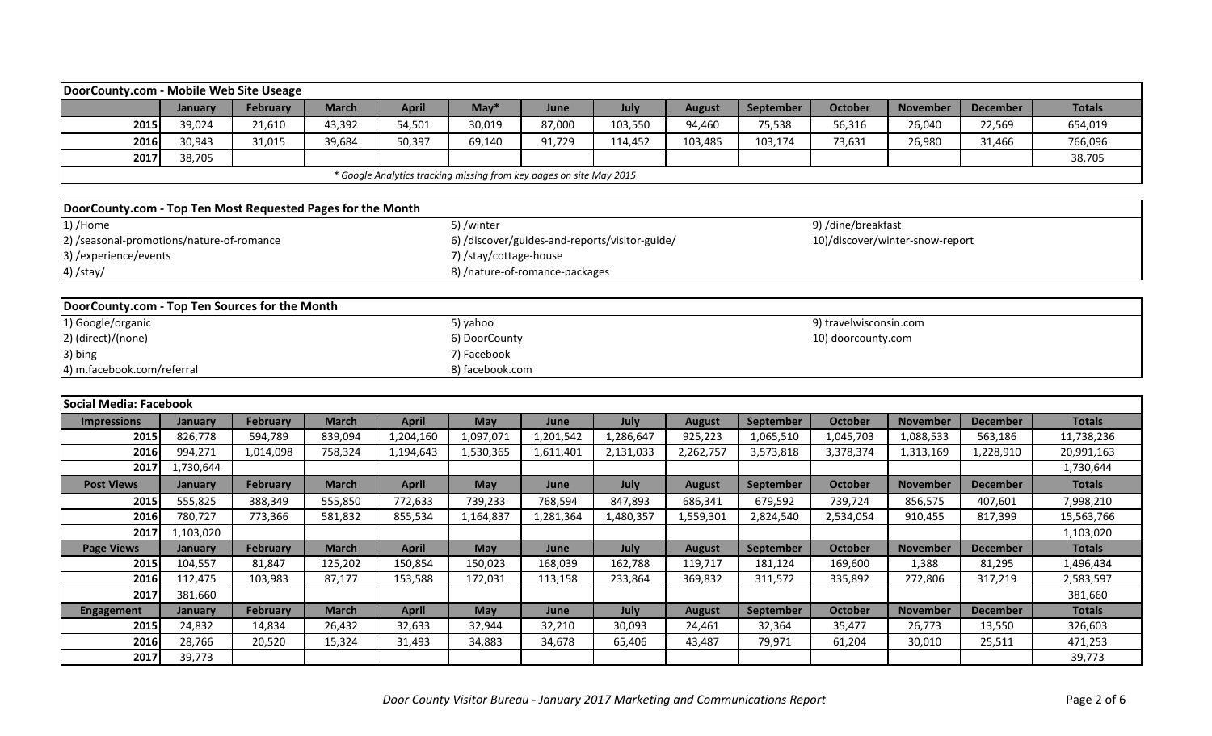## DoorCounty.com - Mobile Web Site Useage

| | January | February | March | April | May* | June | July | August | September | October | November | December | Totals |
|---|---|---|---|---|---|---|---|---|---|---|---|---|---|
| 2015 | 39,024 | 21,610 | 43,392 | 54,501 | 30,019 | 87,000 | 103,550 | 94,460 | 75,538 | 56,316 | 26,040 | 22,569 | 654,019 |
| 2016 | 30,943 | 31,015 | 39,684 | 50,397 | 69,140 | 91,729 | 114,452 | 103,485 | 103,174 | 73,631 | 26,980 | 31,466 | 766,096 |
| 2017 | 38,705 | | | | | | | | | | | | 38,705 |

*\* Google Analytics tracking missing from key pages on site May 2015*

## DoorCounty.com - Top Ten Most Requested Pages for the Month

1) /Home
2) /seasonal-promotions/nature-of-romance
3) /experience/events
4) /stay/
5) /winter
6) /discover/guides-and-reports/visitor-guide/
7) /stay/cottage-house
8) /nature-of-romance-packages
9) /dine/breakfast
10)/discover/winter-snow-report

## DoorCounty.com - Top Ten Sources for the Month

1) Google/organic
2) (direct)/(none)
3) bing
4) m.facebook.com/referral
5) yahoo
6) DoorCounty
7) Facebook
8) facebook.com
9) travelwisconsin.com
10) doorcounty.com

## Social Media: Facebook

| Impressions | January | February | March | April | May | June | July | August | September | October | November | December | Totals |
|---|---|---|---|---|---|---|---|---|---|---|---|---|---|
| 2015 | 826,778 | 594,789 | 839,094 | 1,204,160 | 1,097,071 | 1,201,542 | 1,286,647 | 925,223 | 1,065,510 | 1,045,703 | 1,088,533 | 563,186 | 11,738,236 |
| 2016 | 994,271 | 1,014,098 | 758,324 | 1,194,643 | 1,530,365 | 1,611,401 | 2,131,033 | 2,262,757 | 3,573,818 | 3,378,374 | 1,313,169 | 1,228,910 | 20,991,163 |
| 2017 | 1,730,644 | | | | | | | | | | | | 1,730,644 |
| **Post Views** | **January** | **February** | **March** | **April** | **May** | **June** | **July** | **August** | **September** | **October** | **November** | **December** | **Totals** |
| 2015 | 555,825 | 388,349 | 555,850 | 772,633 | 739,233 | 768,594 | 847,893 | 686,341 | 679,592 | 739,724 | 856,575 | 407,601 | 7,998,210 |
| 2016 | 780,727 | 773,366 | 581,832 | 855,534 | 1,164,837 | 1,281,364 | 1,480,357 | 1,559,301 | 2,824,540 | 2,534,054 | 910,455 | 817,399 | 15,563,766 |
| 2017 | 1,103,020 | | | | | | | | | | | | 1,103,020 |
| **Page Views** | **January** | **February** | **March** | **April** | **May** | **June** | **July** | **August** | **September** | **October** | **November** | **December** | **Totals** |
| 2015 | 104,557 | 81,847 | 125,202 | 150,854 | 150,023 | 168,039 | 162,788 | 119,717 | 181,124 | 169,600 | 1,388 | 81,295 | 1,496,434 |
| 2016 | 112,475 | 103,983 | 87,177 | 153,588 | 172,031 | 113,158 | 233,864 | 369,832 | 311,572 | 335,892 | 272,806 | 317,219 | 2,583,597 |
| 2017 | 381,660 | | | | | | | | | | | | 381,660 |
| **Engagement** | **January** | **February** | **March** | **April** | **May** | **June** | **July** | **August** | **September** | **October** | **November** | **December** | **Totals** |
| 2015 | 24,832 | 14,834 | 26,432 | 32,633 | 32,944 | 32,210 | 30,093 | 24,461 | 32,364 | 35,477 | 26,773 | 13,550 | 326,603 |
| 2016 | 28,766 | 20,520 | 15,324 | 31,493 | 34,883 | 34,678 | 65,406 | 43,487 | 79,971 | 61,204 | 30,010 | 25,511 | 471,253 |
| 2017 | 39,773 | | | | | | | | | | | | 39,773 |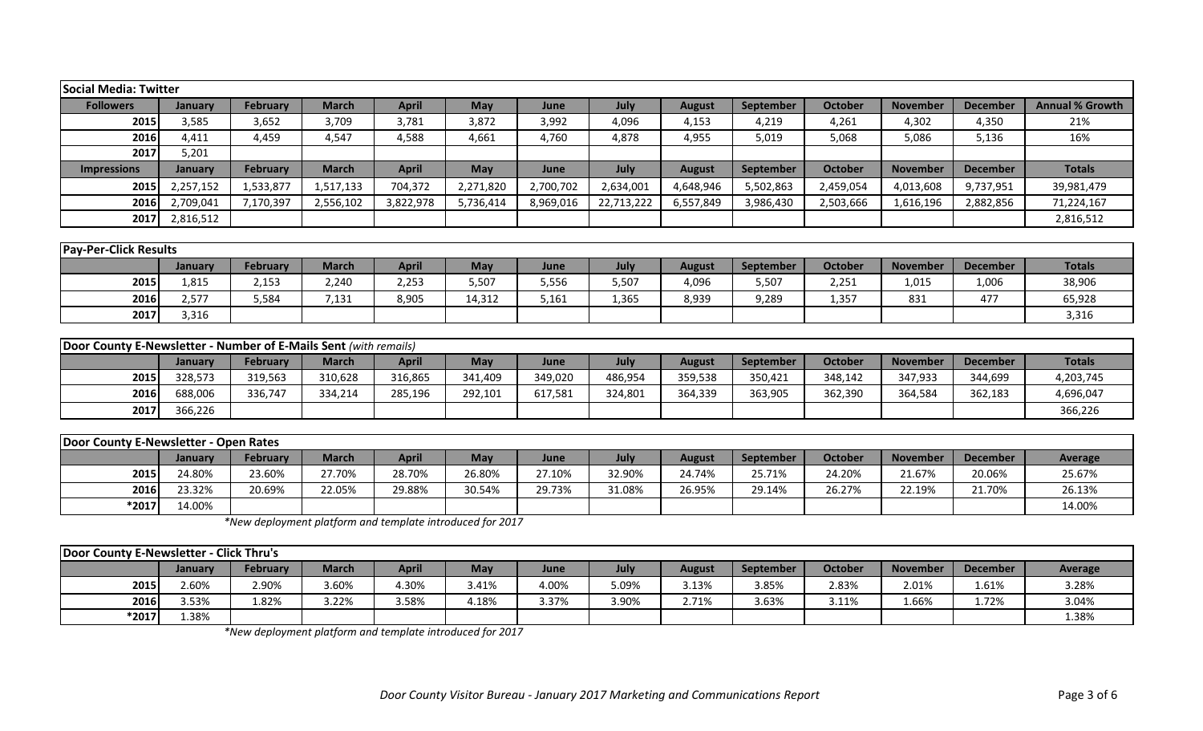| Social Media: Twitter | | | | | | | | | | | | | |
|---|---|---|---|---|---|---|---|---|---|---|---|---|---|
| **Followers** | **January** | **February** | **March** | **April** | **May** | **June** | **July** | **August** | **September** | **October** | **November** | **December** | **Annual % Growth** |
| **2015** | 3,585 | 3,652 | 3,709 | 3,781 | 3,872 | 3,992 | 4,096 | 4,153 | 4,219 | 4,261 | 4,302 | 4,350 | 21% |
| **2016** | 4,411 | 4,459 | 4,547 | 4,588 | 4,661 | 4,760 | 4,878 | 4,955 | 5,019 | 5,068 | 5,086 | 5,136 | 16% |
| **2017** | 5,201 | | | | | | | | | | | | |
| **Impressions** | **January** | **February** | **March** | **April** | **May** | **June** | **July** | **August** | **September** | **October** | **November** | **December** | **Totals** |
| **2015** | 2,257,152 | 1,533,877 | 1,517,133 | 704,372 | 2,271,820 | 2,700,702 | 2,634,001 | 4,648,946 | 5,502,863 | 2,459,054 | 4,013,608 | 9,737,951 | 39,981,479 |
| **2016** | 2,709,041 | 7,170,397 | 2,556,102 | 3,822,978 | 5,736,414 | 8,969,016 | 22,713,222 | 6,557,849 | 3,986,430 | 2,503,666 | 1,616,196 | 2,882,856 | 71,224,167 |
| **2017** | 2,816,512 | | | | | | | | | | | | 2,816,512 |

| Pay-Per-Click Results | | | | | | | | | | | | | |
|---|---|---|---|---|---|---|---|---|---|---|---|---|---|
| | **January** | **February** | **March** | **April** | **May** | **June** | **July** | **August** | **September** | **October** | **November** | **December** | **Totals** |
| **2015** | 1,815 | 2,153 | 2,240 | 2,253 | 5,507 | 5,556 | 5,507 | 4,096 | 5,507 | 2,251 | 1,015 | 1,006 | 38,906 |
| **2016** | 2,577 | 5,584 | 7,131 | 8,905 | 14,312 | 5,161 | 1,365 | 8,939 | 9,289 | 1,357 | 831 | 477 | 65,928 |
| **2017** | 3,316 | | | | | | | | | | | | 3,316 |

| Door County E-Newsletter - Number of E-Mails Sent *(with remails)* | | | | | | | | | | | | | |
|---|---|---|---|---|---|---|---|---|---|---|---|---|---|
| | **January** | **February** | **March** | **April** | **May** | **June** | **July** | **August** | **September** | **October** | **November** | **December** | **Totals** |
| **2015** | 328,573 | 319,563 | 310,628 | 316,865 | 341,409 | 349,020 | 486,954 | 359,538 | 350,421 | 348,142 | 347,933 | 344,699 | 4,203,745 |
| **2016** | 688,006 | 336,747 | 334,214 | 285,196 | 292,101 | 617,581 | 324,801 | 364,339 | 363,905 | 362,390 | 364,584 | 362,183 | 4,696,047 |
| **2017** | 366,226 | | | | | | | | | | | | 366,226 |

| Door County E-Newsletter - Open Rates | | | | | | | | | | | | | |
|---|---|---|---|---|---|---|---|---|---|---|---|---|---|
| | **January** | **February** | **March** | **April** | **May** | **June** | **July** | **August** | **September** | **October** | **November** | **December** | **Average** |
| **2015** | 24.80% | 23.60% | 27.70% | 28.70% | 26.80% | 27.10% | 32.90% | 24.74% | 25.71% | 24.20% | 21.67% | 20.06% | 25.67% |
| **2016** | 23.32% | 20.69% | 22.05% | 29.88% | 30.54% | 29.73% | 31.08% | 26.95% | 29.14% | 26.27% | 22.19% | 21.70% | 26.13% |
| ***2017** | 14.00% | | | | | | | | | | | | 14.00% |

*\*New deployment platform and template introduced for 2017*

| Door County E-Newsletter - Click Thru's | | | | | | | | | | | | | |
|---|---|---|---|---|---|---|---|---|---|---|---|---|---|
| | **January** | **February** | **March** | **April** | **May** | **June** | **July** | **August** | **September** | **October** | **November** | **December** | **Average** |
| **2015** | 2.60% | 2.90% | 3.60% | 4.30% | 3.41% | 4.00% | 5.09% | 3.13% | 3.85% | 2.83% | 2.01% | 1.61% | 3.28% |
| **2016** | 3.53% | 1.82% | 3.22% | 3.58% | 4.18% | 3.37% | 3.90% | 2.71% | 3.63% | 3.11% | 1.66% | 1.72% | 3.04% |
| ***2017** | 1.38% | | | | | | | | | | | | 1.38% |

*\*New deployment platform and template introduced for 2017*

*Door County Visitor Bureau - January 2017 Marketing and Communications Report*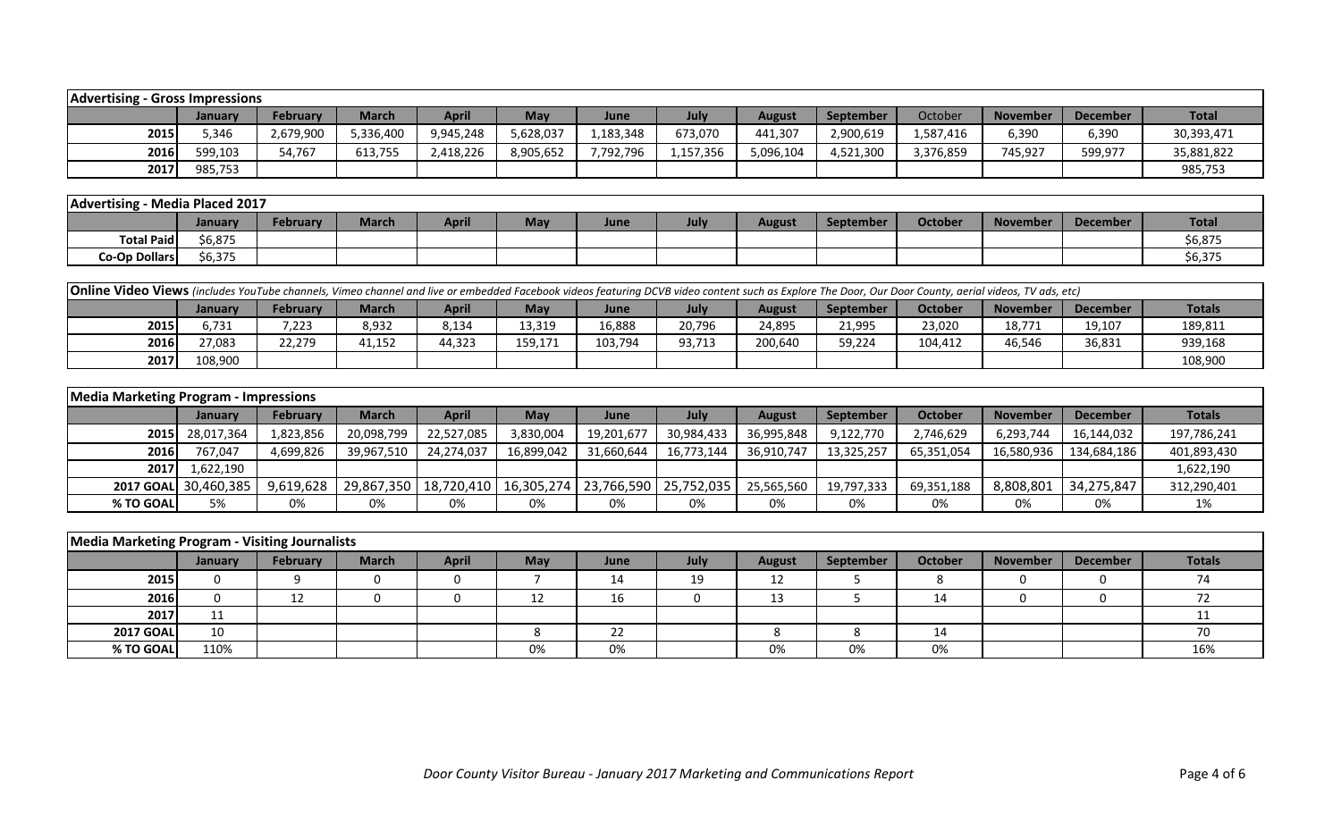| Advertising - Gross Impressions | | | | | | | | | | | | | |
|---|---|---|---|---|---|---|---|---|---|---|---|---|---|
| | January | February | March | April | May | June | July | August | September | October | November | December | Total |
| 2015 | 5,346 | 2,679,900 | 5,336,400 | 9,945,248 | 5,628,037 | 1,183,348 | 673,070 | 441,307 | 2,900,619 | 1,587,416 | 6,390 | 6,390 | 30,393,471 |
| 2016 | 599,103 | 54,767 | 613,755 | 2,418,226 | 8,905,652 | 7,792,796 | 1,157,356 | 5,096,104 | 4,521,300 | 3,376,859 | 745,927 | 599,977 | 35,881,822 |
| 2017 | 985,753 | | | | | | | | | | | | 985,753 |

| Advertising - Media Placed 2017 | | | | | | | | | | | | | |
|---|---|---|---|---|---|---|---|---|---|---|---|---|---|
| | January | February | March | April | May | June | July | August | September | October | November | December | Total |
| Total Paid | $6,875 | | | | | | | | | | | | $6,875 |
| Co-Op Dollars | $6,375 | | | | | | | | | | | | $6,375 |

| **Online Video Views** *(includes YouTube channels, Vimeo channel and live or embedded Facebook videos featuring DCVB video content such as Explore The Door, Our Door County, aerial videos, TV ads, etc)* | | | | | | | | | | | | | |
|---|---|---|---|---|---|---|---|---|---|---|---|---|---|
| | January | February | March | April | May | June | July | August | September | October | November | December | Totals |
| 2015 | 6,731 | 7,223 | 8,932 | 8,134 | 13,319 | 16,888 | 20,796 | 24,895 | 21,995 | 23,020 | 18,771 | 19,107 | 189,811 |
| 2016 | 27,083 | 22,279 | 41,152 | 44,323 | 159,171 | 103,794 | 93,713 | 200,640 | 59,224 | 104,412 | 46,546 | 36,831 | 939,168 |
| 2017 | 108,900 | | | | | | | | | | | | 108,900 |

| Media Marketing Program - Impressions | | | | | | | | | | | | | |
|---|---|---|---|---|---|---|---|---|---|---|---|---|---|
| | January | February | March | April | May | June | July | August | September | October | November | December | Totals |
| 2015 | 28,017,364 | 1,823,856 | 20,098,799 | 22,527,085 | 3,830,004 | 19,201,677 | 30,984,433 | 36,995,848 | 9,122,770 | 2,746,629 | 6,293,744 | 16,144,032 | 197,786,241 |
| 2016 | 767,047 | 4,699,826 | 39,967,510 | 24,274,037 | 16,899,042 | 31,660,644 | 16,773,144 | 36,910,747 | 13,325,257 | 65,351,054 | 16,580,936 | 134,684,186 | 401,893,430 |
| 2017 | 1,622,190 | | | | | | | | | | | | 1,622,190 |
| 2017 GOAL | 30,460,385 | 9,619,628 | 29,867,350 | 18,720,410 | 16,305,274 | 23,766,590 | 25,752,035 | 25,565,560 | 19,797,333 | 69,351,188 | 8,808,801 | 34,275,847 | 312,290,401 |
| % TO GOAL | 5% | 0% | 0% | 0% | 0% | 0% | 0% | 0% | 0% | 0% | 0% | 0% | 1% |

| Media Marketing Program - Visiting Journalists | | | | | | | | | | | | | |
|---|---|---|---|---|---|---|---|---|---|---|---|---|---|
| | January | February | March | April | May | June | July | August | September | October | November | December | Totals |
| 2015 | 0 | 9 | 0 | 0 | 7 | 14 | 19 | 12 | 5 | 8 | 0 | 0 | 74 |
| 2016 | 0 | 12 | 0 | 0 | 12 | 16 | 0 | 13 | 5 | 14 | 0 | 0 | 72 |
| 2017 | 11 | | | | | | | | | | | | 11 |
| 2017 GOAL | 10 | | | | 8 | 22 | | 8 | 8 | 14 | | | 70 |
| % TO GOAL | 110% | | | | 0% | 0% | | 0% | 0% | 0% | | | 16% |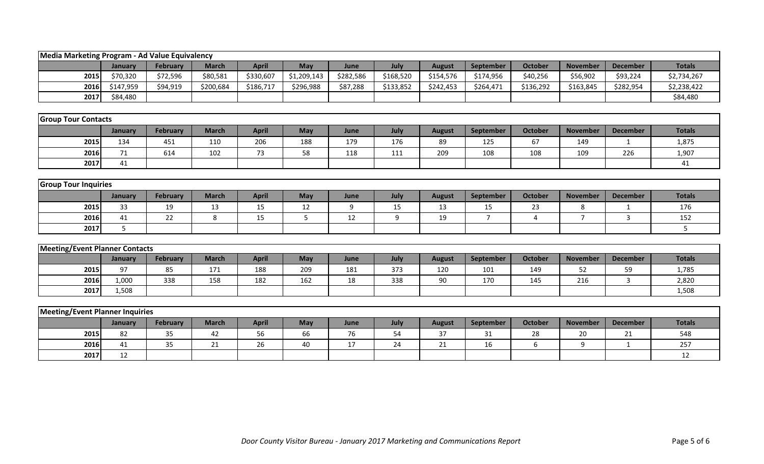| Media Marketing Program - Ad Value Equivalency | | | | | | | | | | | | | |
|---|---|---|---|---|---|---|---|---|---|---|---|---|---|
| | January | February | March | April | May | June | July | August | September | October | November | December | Totals |
| 2015 | $70,320 | $72,596 | $80,581 | $330,607 | $1,209,143 | $282,586 | $168,520 | $154,576 | $174,956 | $40,256 | $56,902 | $93,224 | $2,734,267 |
| 2016 | $147,959 | $94,919 | $200,684 | $186,717 | $296,988 | $87,288 | $133,852 | $242,453 | $264,471 | $136,292 | $163,845 | $282,954 | $2,238,422 |
| 2017 | $84,480 | | | | | | | | | | | | $84,480 |

| Group Tour Contacts | | | | | | | | | | | | | |
|---|---|---|---|---|---|---|---|---|---|---|---|---|---|
| | January | February | March | April | May | June | July | August | September | October | November | December | Totals |
| 2015 | 134 | 451 | 110 | 206 | 188 | 179 | 176 | 89 | 125 | 67 | 149 | 1 | 1,875 |
| 2016 | 71 | 614 | 102 | 73 | 58 | 118 | 111 | 209 | 108 | 108 | 109 | 226 | 1,907 |
| 2017 | 41 | | | | | | | | | | | | 41 |

| Group Tour Inquiries | | | | | | | | | | | | | |
|---|---|---|---|---|---|---|---|---|---|---|---|---|---|
| | January | February | March | April | May | June | July | August | September | October | November | December | Totals |
| 2015 | 33 | 19 | 13 | 15 | 12 | 9 | 15 | 13 | 15 | 23 | 8 | 1 | 176 |
| 2016 | 41 | 22 | 8 | 15 | 5 | 12 | 9 | 19 | 7 | 4 | 7 | 3 | 152 |
| 2017 | 5 | | | | | | | | | | | | 5 |

| Meeting/Event Planner Contacts | | | | | | | | | | | | | |
|---|---|---|---|---|---|---|---|---|---|---|---|---|---|
| | January | February | March | April | May | June | July | August | September | October | November | December | Totals |
| 2015 | 97 | 85 | 171 | 188 | 209 | 181 | 373 | 120 | 101 | 149 | 52 | 59 | 1,785 |
| 2016 | 1,000 | 338 | 158 | 182 | 162 | 18 | 338 | 90 | 170 | 145 | 216 | 3 | 2,820 |
| 2017 | 1,508 | | | | | | | | | | | | 1,508 |

| Meeting/Event Planner Inquiries | | | | | | | | | | | | | |
|---|---|---|---|---|---|---|---|---|---|---|---|---|---|
| | January | February | March | April | May | June | July | August | September | October | November | December | Totals |
| 2015 | 82 | 35 | 42 | 56 | 66 | 76 | 54 | 37 | 31 | 28 | 20 | 21 | 548 |
| 2016 | 41 | 35 | 21 | 26 | 40 | 17 | 24 | 21 | 16 | 6 | 9 | 1 | 257 |
| 2017 | 12 | | | | | | | | | | | | 12 |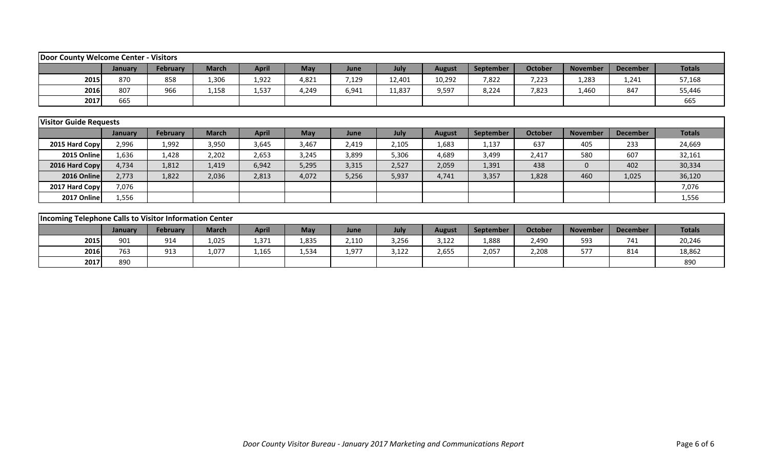| Door County Welcome Center - Visitors | | | | | | | | | | | | | |
|---|---|---|---|---|---|---|---|---|---|---|---|---|---|
| | January | February | March | April | May | June | July | August | September | October | November | December | Totals |
| 2015 | 870 | 858 | 1,306 | 1,922 | 4,821 | 7,129 | 12,401 | 10,292 | 7,822 | 7,223 | 1,283 | 1,241 | 57,168 |
| 2016 | 807 | 966 | 1,158 | 1,537 | 4,249 | 6,941 | 11,837 | 9,597 | 8,224 | 7,823 | 1,460 | 847 | 55,446 |
| 2017 | 665 | | | | | | | | | | | | 665 |

| Visitor Guide Requests | | | | | | | | | | | | | |
|---|---|---|---|---|---|---|---|---|---|---|---|---|---|
| | January | February | March | April | May | June | July | August | September | October | November | December | Totals |
| 2015 Hard Copy | 2,996 | 1,992 | 3,950 | 3,645 | 3,467 | 2,419 | 2,105 | 1,683 | 1,137 | 637 | 405 | 233 | 24,669 |
| 2015 Online | 1,636 | 1,428 | 2,202 | 2,653 | 3,245 | 3,899 | 5,306 | 4,689 | 3,499 | 2,417 | 580 | 607 | 32,161 |
| 2016 Hard Copy | 4,734 | 1,812 | 1,419 | 6,942 | 5,295 | 3,315 | 2,527 | 2,059 | 1,391 | 438 | 0 | 402 | 30,334 |
| 2016 Online | 2,773 | 1,822 | 2,036 | 2,813 | 4,072 | 5,256 | 5,937 | 4,741 | 3,357 | 1,828 | 460 | 1,025 | 36,120 |
| 2017 Hard Copy | 7,076 | | | | | | | | | | | | 7,076 |
| 2017 Online | 1,556 | | | | | | | | | | | | 1,556 |

| Incoming Telephone Calls to Visitor Information Center | | | | | | | | | | | | | |
|---|---|---|---|---|---|---|---|---|---|---|---|---|---|
| | January | February | March | April | May | June | July | August | September | October | November | December | Totals |
| 2015 | 901 | 914 | 1,025 | 1,371 | 1,835 | 2,110 | 3,256 | 3,122 | 1,888 | 2,490 | 593 | 741 | 20,246 |
| 2016 | 763 | 913 | 1,077 | 1,165 | 1,534 | 1,977 | 3,122 | 2,655 | 2,057 | 2,208 | 577 | 814 | 18,862 |
| 2017 | 890 | | | | | | | | | | | | 890 |